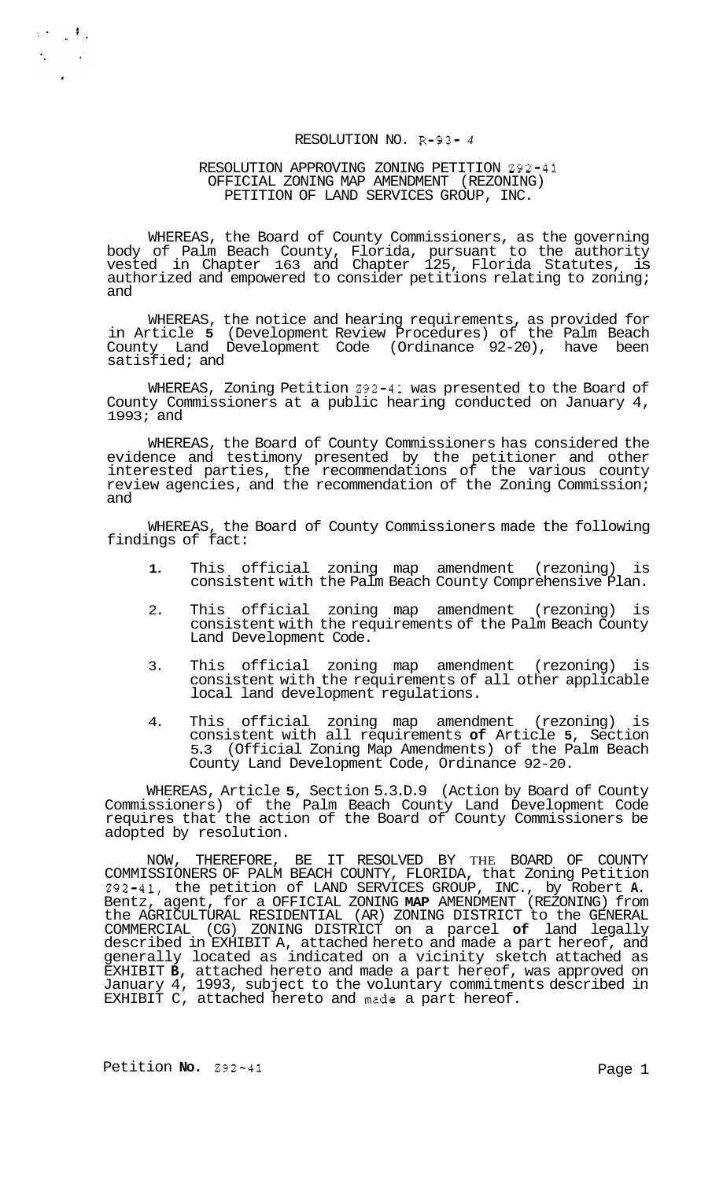# RESOLUTION NO. R-93- 4

## RESOLUTION APPROVING ZONING PETITION Z92-41 OFFICIAL ZONING MAP AMENDMENT (REZONING) PETITION OF LAND SERVICES GROUP, INC.

WHEREAS, the Board of County Commissioners, as the governing body of Palm Beach County, Florida, pursuant to the authority vested in Chapter 163 and Chapter 125, Florida Statutes, is authorized and empowered to consider petitions relating to zoning; and

WHEREAS, the notice and hearing requirements, as provided for in Article **5** (Development Review Procedures) of the Palm Beach County Land Development Code (Ordinance 92-20), have been satisfied; and

WHEREAS, Zoning Petition Z92-41 was presented to the Board of County Commissioners at a public hearing conducted on January 4, 1993; and

WHEREAS, the Board of County Commissioners has considered the evidence and testimony presented by the petitioner and other interested parties, the recommendations of the various county review agencies, and the recommendation of the Zoning Commission; and

WHEREAS, the Board of County Commissioners made the following findings of fact:

1. This official zoning map amendment (rezoning) is consistent with the Palm Beach County Comprehensive Plan.
2. This official zoning map amendment (rezoning) is consistent with the requirements of the Palm Beach County Land Development Code.
3. This official zoning map amendment (rezoning) is consistent with the requirements of all other applicable local land development regulations.
4. This official zoning map amendment (rezoning) is consistent with all requirements **of** Article **5**, Section 5.3 (Official Zoning Map Amendments) of the Palm Beach County Land Development Code, Ordinance 92-20.

WHEREAS, Article **5**, Section 5.3.D.9 (Action by Board of County Commissioners) of the Palm Beach County Land Development Code requires that the action of the Board of County Commissioners be adopted by resolution.

NOW, THEREFORE, BE IT RESOLVED BY THE BOARD OF COUNTY COMMISSIONERS OF PALM BEACH COUNTY, FLORIDA, that Zoning Petition Z92-41, the petition of LAND SERVICES GROUP, INC., by Robert **A**. Bentz, agent, for a OFFICIAL ZONING **MAP** AMENDMENT (REZONING) from the AGRICULTURAL RESIDENTIAL (AR) ZONING DISTRICT to the GENERAL COMMERCIAL (CG) ZONING DISTRICT on a parcel **of** land legally described in EXHIBIT A, attached hereto and made a part hereof, and generally located as indicated on a vicinity sketch attached as EXHIBIT **B**, attached hereto and made a part hereof, was approved on January 4, 1993, subject to the voluntary commitments described in EXHIBIT C, attached hereto and made a part hereof.

Petition **No.** Z92-41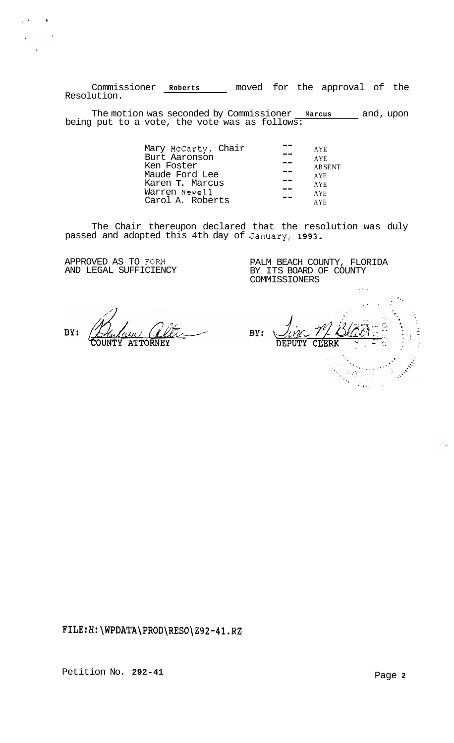Commissioner Roberts moved for the approval of the Resolution.

The motion was seconded by Commissioner Marcus and, upon being put to a vote, the vote was as follows:

| | | |
|---|---|---|
| Mary McCarty, Chair | -- | AYE |
| Burt Aaronson | -- | AYE |
| Ken Foster | -- | ABSENT |
| Maude Ford Lee | -- | AYE |
| Karen T. Marcus | -- | AYE |
| Warren Newell | -- | AYE |
| Carol A. Roberts | -- | AYE |

The Chair thereupon declared that the resolution was duly passed and adopted this 4th day of January, 1993.

APPROVED AS TO FORM AND LEGAL SUFFICIENCY

BY: COUNTY ATTORNEY

PALM BEACH COUNTY, FLORIDA BY ITS BOARD OF COUNTY COMMISSIONERS

BY: DEPUTY CLERK

FILE:H:\WPDATA\PROD\RESO\Z92-41.RZ

Petition No. 292-41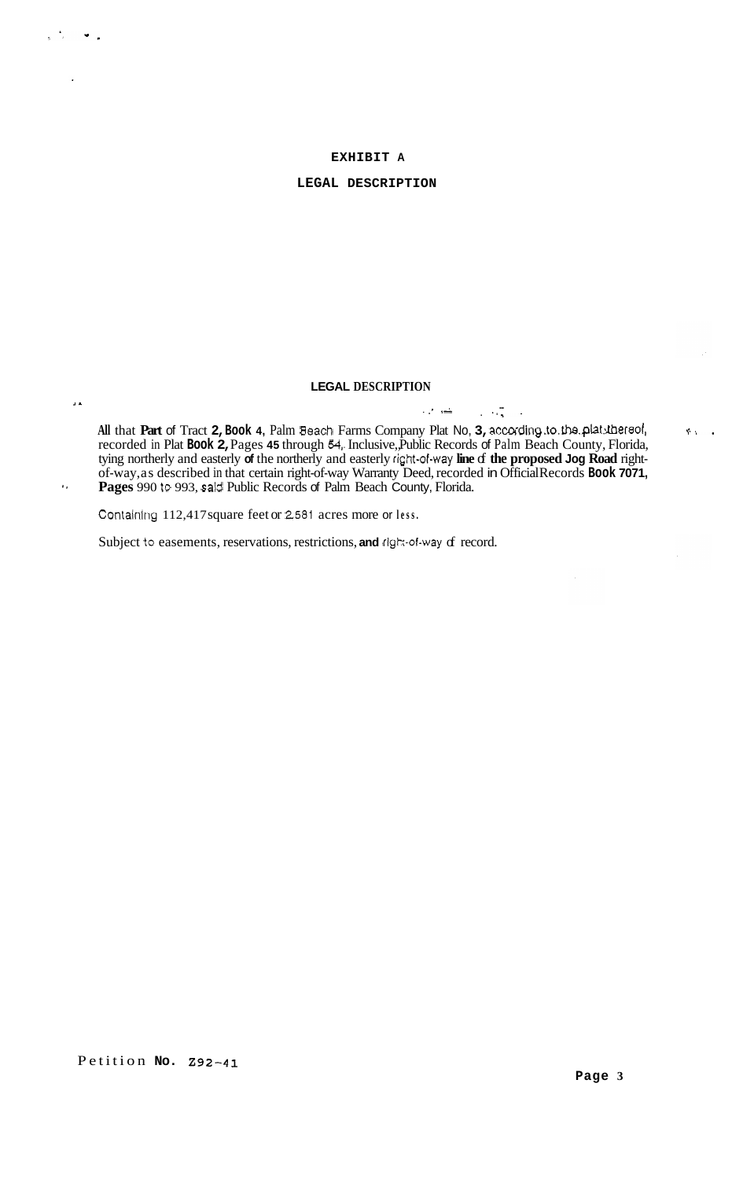# EXHIBIT A

## LEGAL DESCRIPTION

### LEGAL DESCRIPTION

All that **Part** of Tract **2, Book 4**, Palm Beach Farms Company Plat No, **3,** according to the plat thereof, recorded in Plat **Book 2,** Pages **45** through 54, Inclusive, Public Records of Palm Beach County, Florida, tying northerly and easterly **of** the northerly and easterly right-of-way **line** of **the proposed Jog Road** right-of-way, as described in that certain right-of-way Warranty Deed, recorded in Official Records **Book 7071, Pages** 990 to 993, said Public Records of Palm Beach County, Florida.

Containing 112,417 square feet or 2.581 acres more or less.

Subject to easements, reservations, restrictions, **and** right-of-way of record.

Petition **No.** Z92-41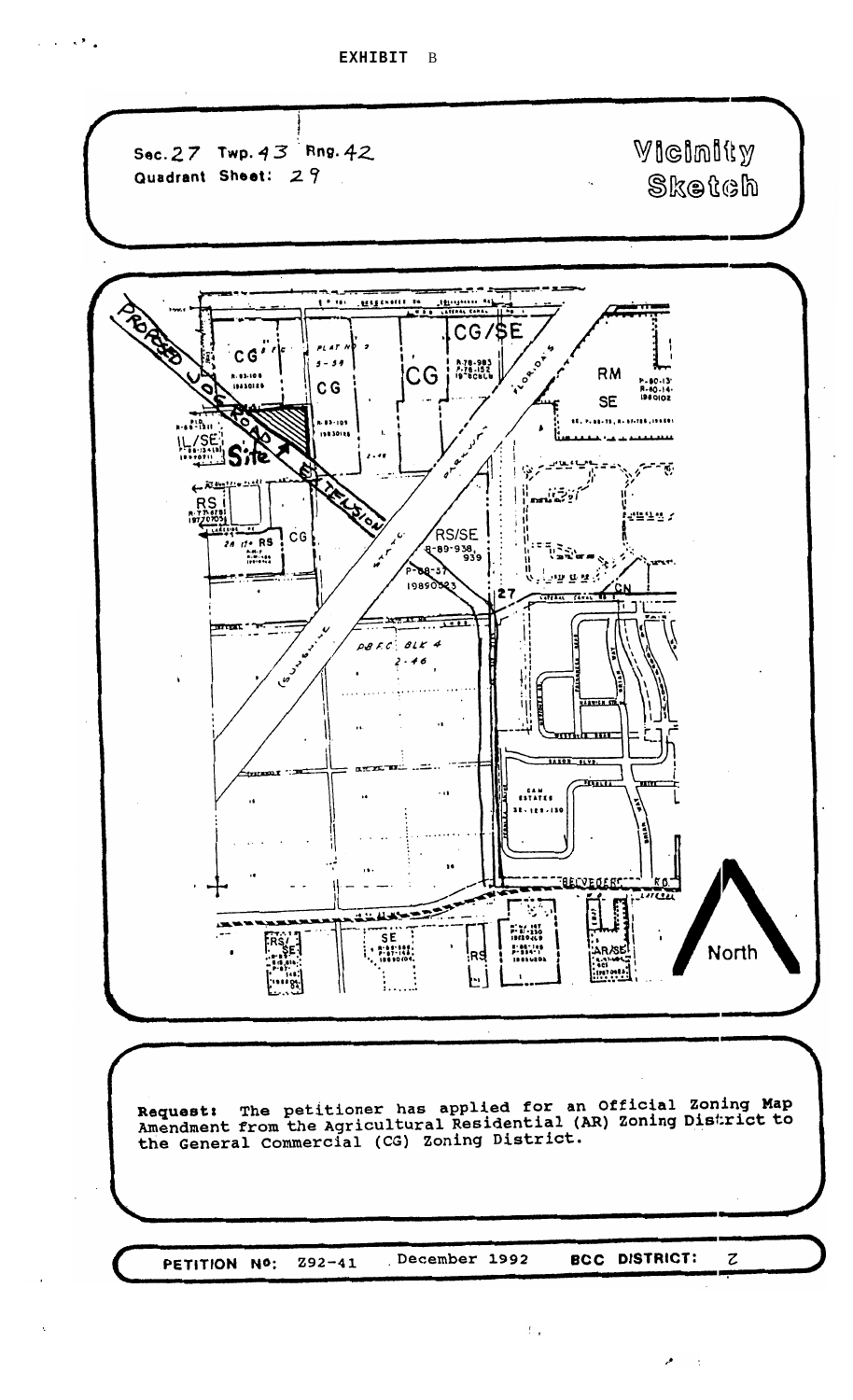# EXHIBIT B

Sec. 27 Twp. 43 Rng. 42
Quadrant Sheet: 29

**Vicinity Sketch**

PROPOSED JOG ROAD EXTENSION

Site

North

**Request:** The petitioner has applied for an Official Zoning Map Amendment from the Agricultural Residential (AR) Zoning District to the General Commercial (CG) Zoning District.

**PETITION NO:** Z92-41 December 1992 **BCC DISTRICT:** 2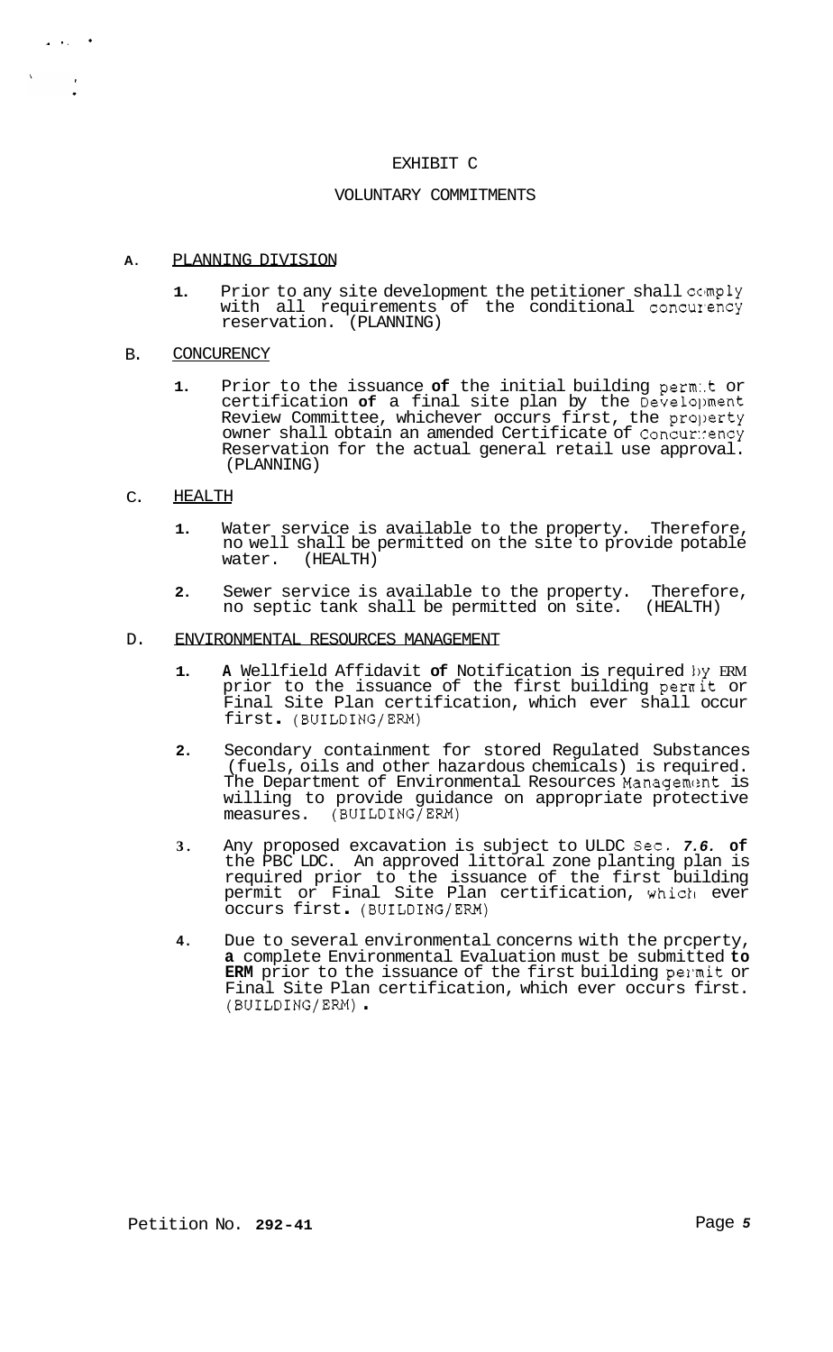# EXHIBIT C

## VOLUNTARY COMMITMENTS

**A.** PLANNING DIVISION

1. Prior to any site development the petitioner shall comply with all requirements of the conditional concurrency reservation. (PLANNING)

B. CONCURENCY

1. Prior to the issuance **of** the initial building permit or certification **of** a final site plan by the Development Review Committee, whichever occurs first, the property owner shall obtain an amended Certificate of Concurrency Reservation for the actual general retail use approval. (PLANNING)

C. HEALTH

1. Water service is available to the property. Therefore, no well shall be permitted on the site to provide potable water. (HEALTH)

2. Sewer service is available to the property. Therefore, no septic tank shall be permitted on site. (HEALTH)

D. ENVIRONMENTAL RESOURCES MANAGEMENT

1. **A** Wellfield Affidavit **of** Notification is required by ERM prior to the issuance of the first building permit or Final Site Plan certification, which ever shall occur first. (BUILDING/ERM)

2. Secondary containment for stored Regulated Substances (fuels, oils and other hazardous chemicals) is required. The Department of Environmental Resources Management is willing to provide guidance on appropriate protective measures. (BUILDING/ERM)

3. Any proposed excavation is subject to ULDC Sec. *7.6.* **of** the PBC LDC. An approved littoral zone planting plan is required prior to the issuance of the first building permit or Final Site Plan certification, which ever occurs first. (BUILDING/ERM)

4. Due to several environmental concerns with the property, **a** complete Environmental Evaluation must be submitted **to ERM** prior to the issuance of the first building permit or Final Site Plan certification, which ever occurs first. (BUILDING/ERM).

Petition No. **292-41**